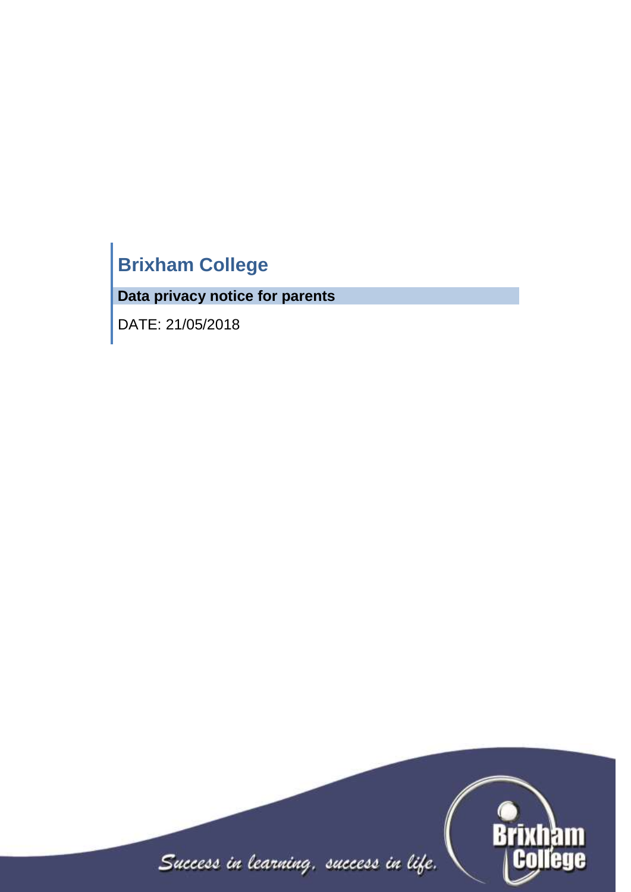# Brixham College

**Data privacy notice for parents**

DATE: 21/05/2018

*Success in learning, success in life.*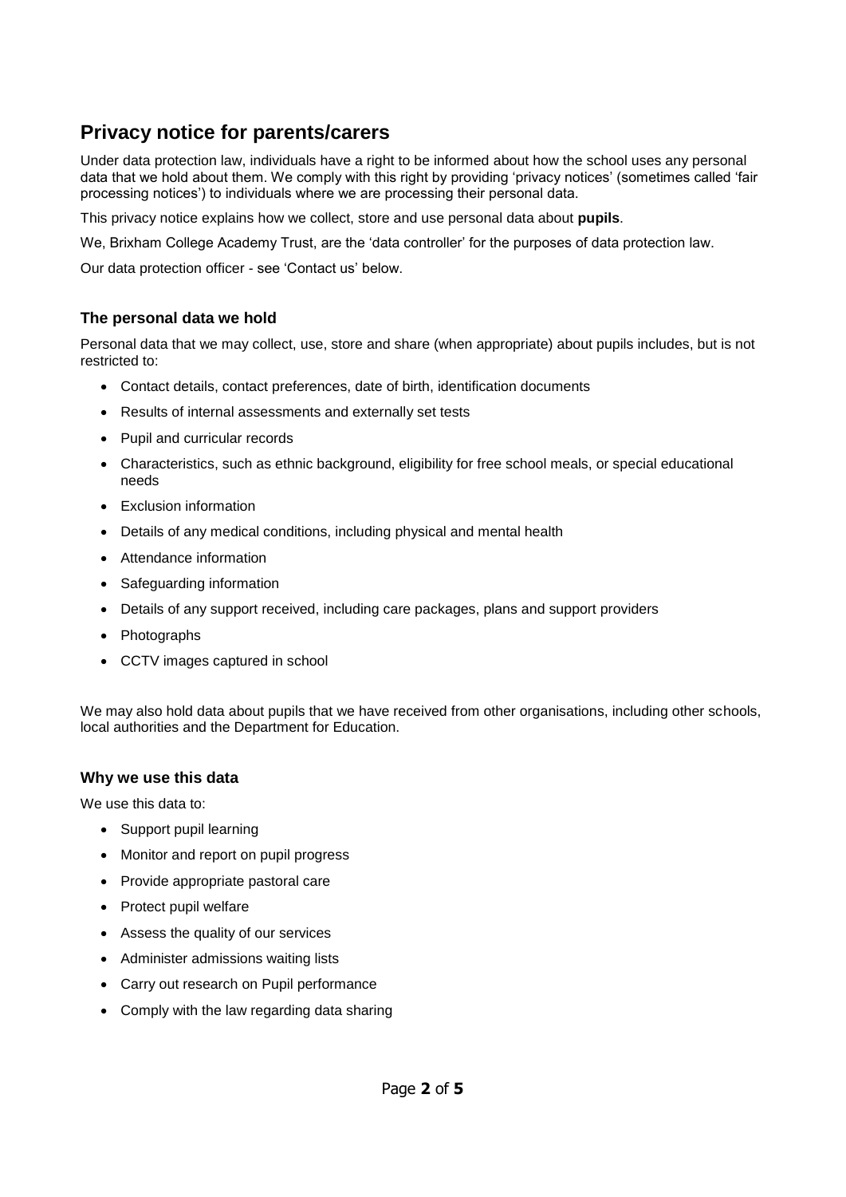## Privacy notice for parents/carers

Under data protection law, individuals have a right to be informed about how the school uses any personal data that we hold about them. We comply with this right by providing 'privacy notices' (sometimes called 'fair processing notices') to individuals where we are processing their personal data.

This privacy notice explains how we collect, store and use personal data about **pupils**.

We, Brixham College Academy Trust, are the 'data controller' for the purposes of data protection law.

Our data protection officer - see 'Contact us' below.

### The personal data we hold

Personal data that we may collect, use, store and share (when appropriate) about pupils includes, but is not restricted to:

- Contact details, contact preferences, date of birth, identification documents
- Results of internal assessments and externally set tests
- Pupil and curricular records
- Characteristics, such as ethnic background, eligibility for free school meals, or special educational needs
- Exclusion information
- Details of any medical conditions, including physical and mental health
- Attendance information
- Safeguarding information
- Details of any support received, including care packages, plans and support providers
- Photographs
- CCTV images captured in school

We may also hold data about pupils that we have received from other organisations, including other schools, local authorities and the Department for Education.

### Why we use this data

We use this data to:

- Support pupil learning
- Monitor and report on pupil progress
- Provide appropriate pastoral care
- Protect pupil welfare
- Assess the quality of our services
- Administer admissions waiting lists
- Carry out research on Pupil performance
- Comply with the law regarding data sharing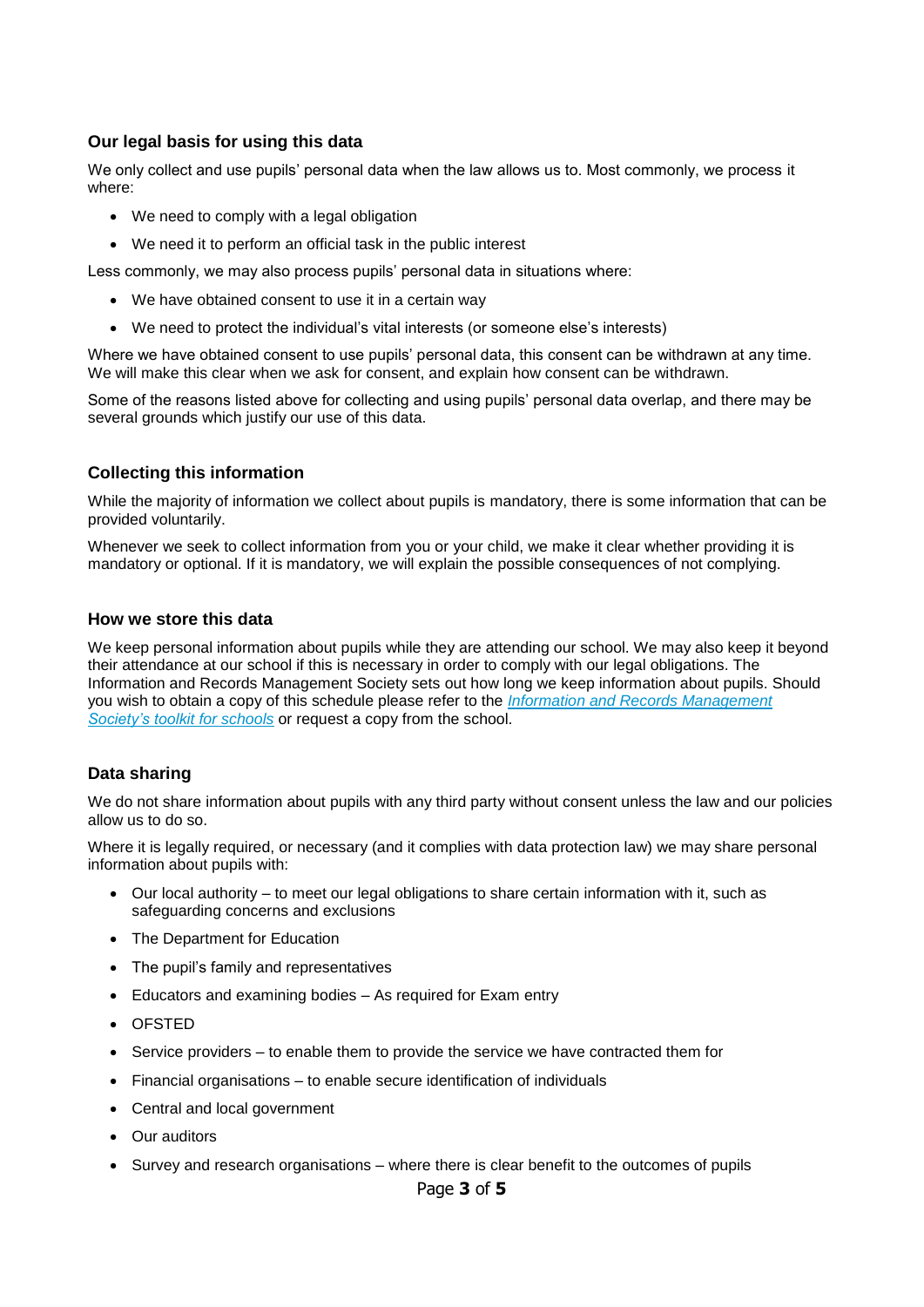### Our legal basis for using this data

We only collect and use pupils' personal data when the law allows us to. Most commonly, we process it where:

- We need to comply with a legal obligation
- We need it to perform an official task in the public interest

Less commonly, we may also process pupils' personal data in situations where:

- We have obtained consent to use it in a certain way
- We need to protect the individual's vital interests (or someone else's interests)

Where we have obtained consent to use pupils' personal data, this consent can be withdrawn at any time. We will make this clear when we ask for consent, and explain how consent can be withdrawn.

Some of the reasons listed above for collecting and using pupils' personal data overlap, and there may be several grounds which justify our use of this data.

### Collecting this information

While the majority of information we collect about pupils is mandatory, there is some information that can be provided voluntarily.

Whenever we seek to collect information from you or your child, we make it clear whether providing it is mandatory or optional. If it is mandatory, we will explain the possible consequences of not complying.

### How we store this data

We keep personal information about pupils while they are attending our school. We may also keep it beyond their attendance at our school if this is necessary in order to comply with our legal obligations. The Information and Records Management Society sets out how long we keep information about pupils. Should you wish to obtain a copy of this schedule please refer to the *Information and Records Management Society's toolkit for schools* or request a copy from the school.

### Data sharing

We do not share information about pupils with any third party without consent unless the law and our policies allow us to do so.

Where it is legally required, or necessary (and it complies with data protection law) we may share personal information about pupils with:

- Our local authority – to meet our legal obligations to share certain information with it, such as safeguarding concerns and exclusions
- The Department for Education
- The pupil's family and representatives
- Educators and examining bodies – As required for Exam entry
- OFSTED
- Service providers – to enable them to provide the service we have contracted them for
- Financial organisations – to enable secure identification of individuals
- Central and local government
- Our auditors
- Survey and research organisations – where there is clear benefit to the outcomes of pupils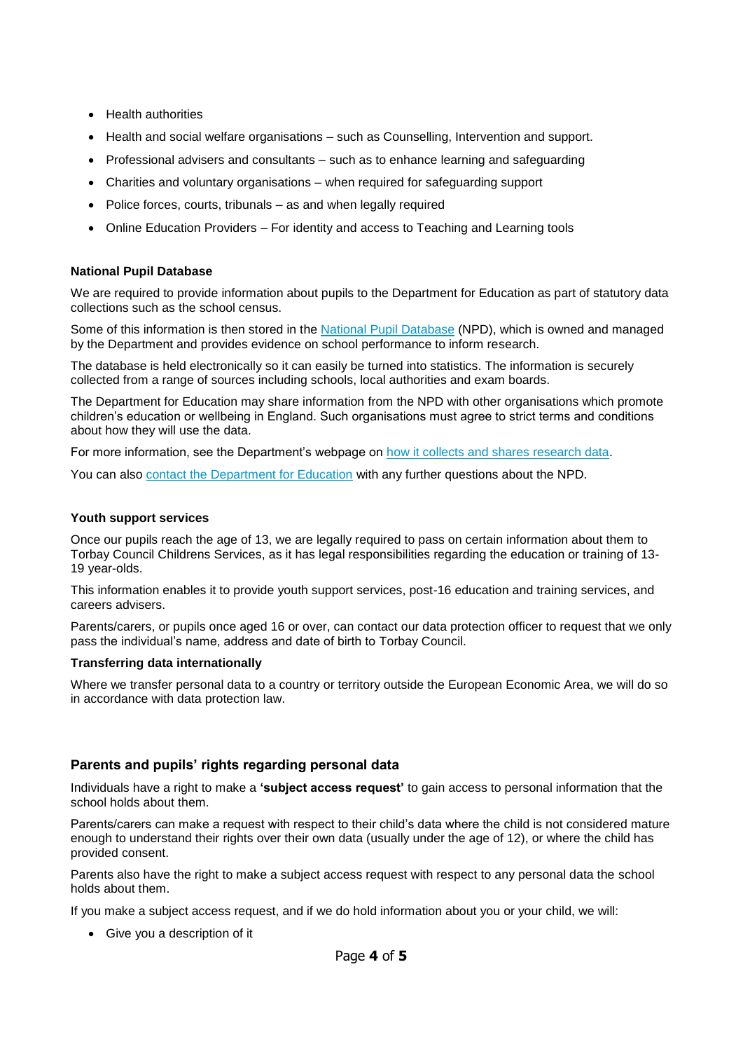- Health authorities
- Health and social welfare organisations – such as Counselling, Intervention and support.
- Professional advisers and consultants – such as to enhance learning and safeguarding
- Charities and voluntary organisations – when required for safeguarding support
- Police forces, courts, tribunals – as and when legally required
- Online Education Providers – For identity and access to Teaching and Learning tools

**National Pupil Database**

We are required to provide information about pupils to the Department for Education as part of statutory data collections such as the school census.

Some of this information is then stored in the National Pupil Database (NPD), which is owned and managed by the Department and provides evidence on school performance to inform research.

The database is held electronically so it can easily be turned into statistics. The information is securely collected from a range of sources including schools, local authorities and exam boards.

The Department for Education may share information from the NPD with other organisations which promote children's education or wellbeing in England. Such organisations must agree to strict terms and conditions about how they will use the data.

For more information, see the Department's webpage on how it collects and shares research data.

You can also contact the Department for Education with any further questions about the NPD.

**Youth support services**

Once our pupils reach the age of 13, we are legally required to pass on certain information about them to Torbay Council Childrens Services, as it has legal responsibilities regarding the education or training of 13-19 year-olds.

This information enables it to provide youth support services, post-16 education and training services, and careers advisers.

Parents/carers, or pupils once aged 16 or over, can contact our data protection officer to request that we only pass the individual's name, address and date of birth to Torbay Council.

**Transferring data internationally**

Where we transfer personal data to a country or territory outside the European Economic Area, we will do so in accordance with data protection law.

## Parents and pupils' rights regarding personal data

Individuals have a right to make a **'subject access request'** to gain access to personal information that the school holds about them.

Parents/carers can make a request with respect to their child's data where the child is not considered mature enough to understand their rights over their own data (usually under the age of 12), or where the child has provided consent.

Parents also have the right to make a subject access request with respect to any personal data the school holds about them.

If you make a subject access request, and if we do hold information about you or your child, we will:

- Give you a description of it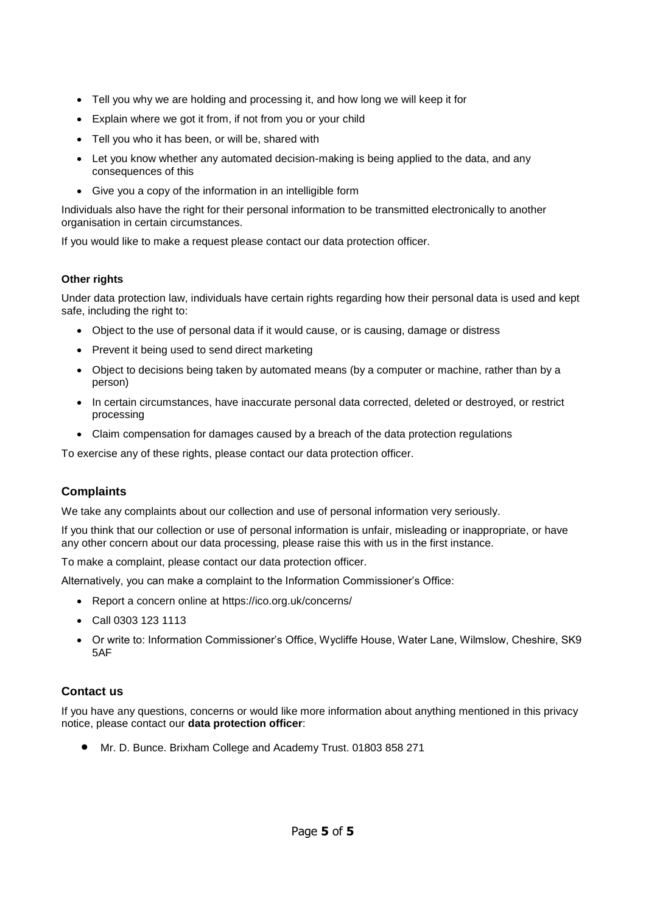- Tell you why we are holding and processing it, and how long we will keep it for
- Explain where we got it from, if not from you or your child
- Tell you who it has been, or will be, shared with
- Let you know whether any automated decision-making is being applied to the data, and any consequences of this
- Give you a copy of the information in an intelligible form

Individuals also have the right for their personal information to be transmitted electronically to another organisation in certain circumstances.

If you would like to make a request please contact our data protection officer.

#### Other rights

Under data protection law, individuals have certain rights regarding how their personal data is used and kept safe, including the right to:

- Object to the use of personal data if it would cause, or is causing, damage or distress
- Prevent it being used to send direct marketing
- Object to decisions being taken by automated means (by a computer or machine, rather than by a person)
- In certain circumstances, have inaccurate personal data corrected, deleted or destroyed, or restrict processing
- Claim compensation for damages caused by a breach of the data protection regulations

To exercise any of these rights, please contact our data protection officer.

### Complaints

We take any complaints about our collection and use of personal information very seriously.

If you think that our collection or use of personal information is unfair, misleading or inappropriate, or have any other concern about our data processing, please raise this with us in the first instance.

To make a complaint, please contact our data protection officer.

Alternatively, you can make a complaint to the Information Commissioner's Office:

- Report a concern online at https://ico.org.uk/concerns/
- Call 0303 123 1113
- Or write to: Information Commissioner's Office, Wycliffe House, Water Lane, Wilmslow, Cheshire, SK9 5AF

### Contact us

If you have any questions, concerns or would like more information about anything mentioned in this privacy notice, please contact our **data protection officer**:

- Mr. D. Bunce. Brixham College and Academy Trust. 01803 858 271